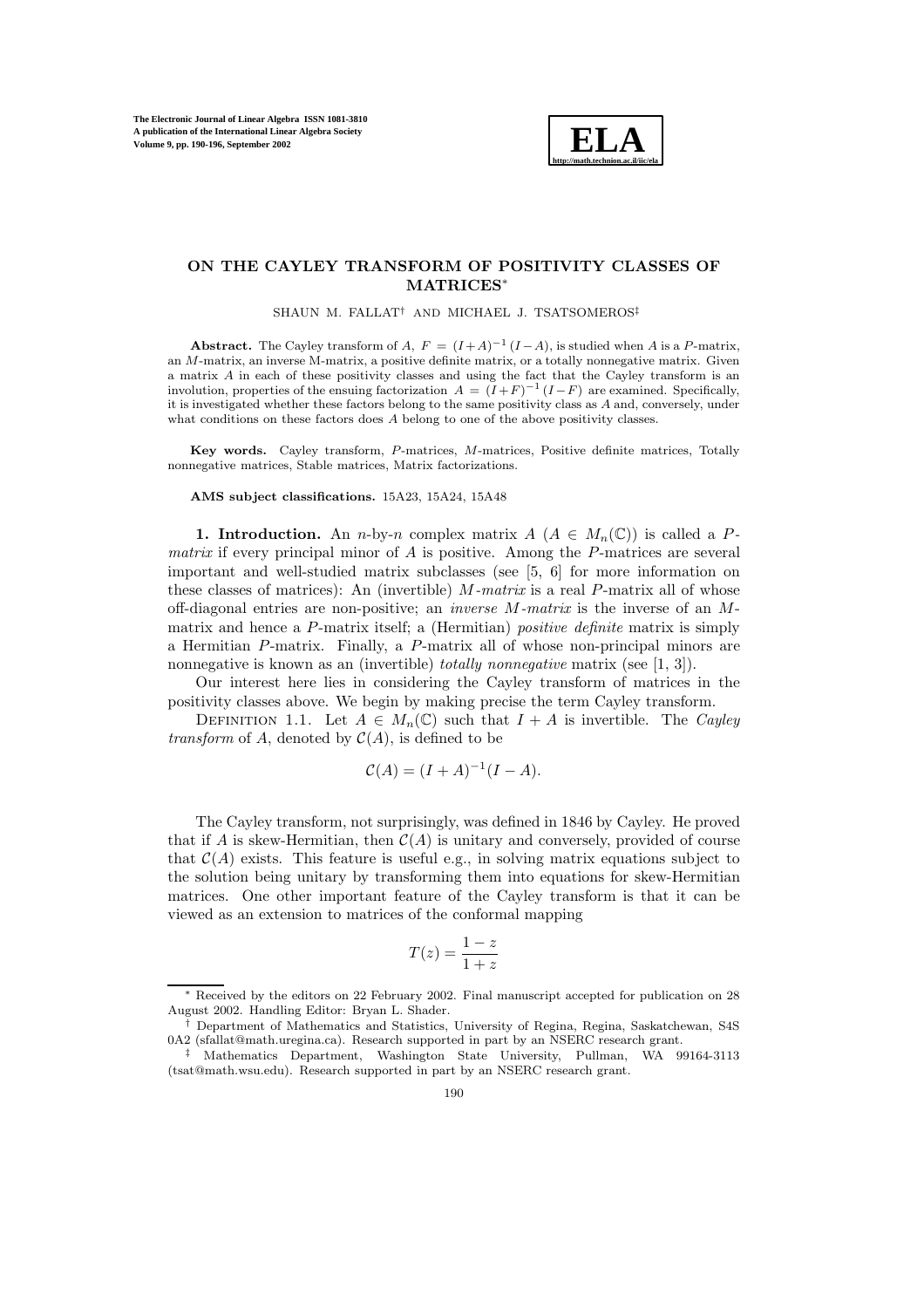# ON THE CAYLEY TRANSFORM OF POSITIVITY CLASSES OF MATRICES*

SHAUN M. FALLAT[†] AND MICHAEL J. TSATSOMEROS[‡]

**Abstract.** The Cayley transform of $A$, $F = (I+A)^{-1}(I-A)$, is studied when $A$ is a $P$-matrix, an $M$-matrix, an inverse M-matrix, a positive definite matrix, or a totally nonnegative matrix. Given a matrix $A$ in each of these positivity classes and using the fact that the Cayley transform is an involution, properties of the ensuing factorization $A = (I+F)^{-1}(I-F)$ are examined. Specifically, it is investigated whether these factors belong to the same positivity class as $A$ and, conversely, under what conditions on these factors does $A$ belong to one of the above positivity classes.

**Key words.** Cayley transform, $P$-matrices, $M$-matrices, Positive definite matrices, Totally nonnegative matrices, Stable matrices, Matrix factorizations.

**AMS subject classifications.** 15A23, 15A24, 15A48

**1. Introduction.** An $n$-by-$n$ complex matrix $A$ ($A \in M_n(\mathbb{C})$) is called a *$P$-matrix* if every principal minor of $A$ is positive. Among the $P$-matrices are several important and well-studied matrix subclasses (see [5, 6] for more information on these classes of matrices): An (invertible) *$M$-matrix* is a real $P$-matrix all of whose off-diagonal entries are non-positive; an *inverse $M$-matrix* is the inverse of an $M$-matrix and hence a $P$-matrix itself; a (Hermitian) *positive definite* matrix is simply a Hermitian $P$-matrix. Finally, a $P$-matrix all of whose non-principal minors are nonnegative is known as an (invertible) *totally nonnegative* matrix (see [1, 3]).

Our interest here lies in considering the Cayley transform of matrices in the positivity classes above. We begin by making precise the term Cayley transform.

DEFINITION 1.1. Let $A \in M_n(\mathbb{C})$ such that $I + A$ is invertible. The *Cayley transform* of $A$, denoted by $\mathcal{C}(A)$, is defined to be

$$\mathcal{C}(A) = (I + A)^{-1}(I - A).$$

The Cayley transform, not surprisingly, was defined in 1846 by Cayley. He proved that if $A$ is skew-Hermitian, then $\mathcal{C}(A)$ is unitary and conversely, provided of course that $\mathcal{C}(A)$ exists. This feature is useful e.g., in solving matrix equations subject to the solution being unitary by transforming them into equations for skew-Hermitian matrices. One other important feature of the Cayley transform is that it can be viewed as an extension to matrices of the conformal mapping

$$T(z) = \frac{1-z}{1+z}$$

---

* Received by the editors on 22 February 2002. Final manuscript accepted for publication on 28 August 2002. Handling Editor: Bryan L. Shader.

† Department of Mathematics and Statistics, University of Regina, Regina, Saskatchewan, S4S 0A2 (sfallat@math.uregina.ca). Research supported in part by an NSERC research grant.

‡ Mathematics Department, Washington State University, Pullman, WA 99164-3113 (tsat@math.wsu.edu). Research supported in part by an NSERC research grant.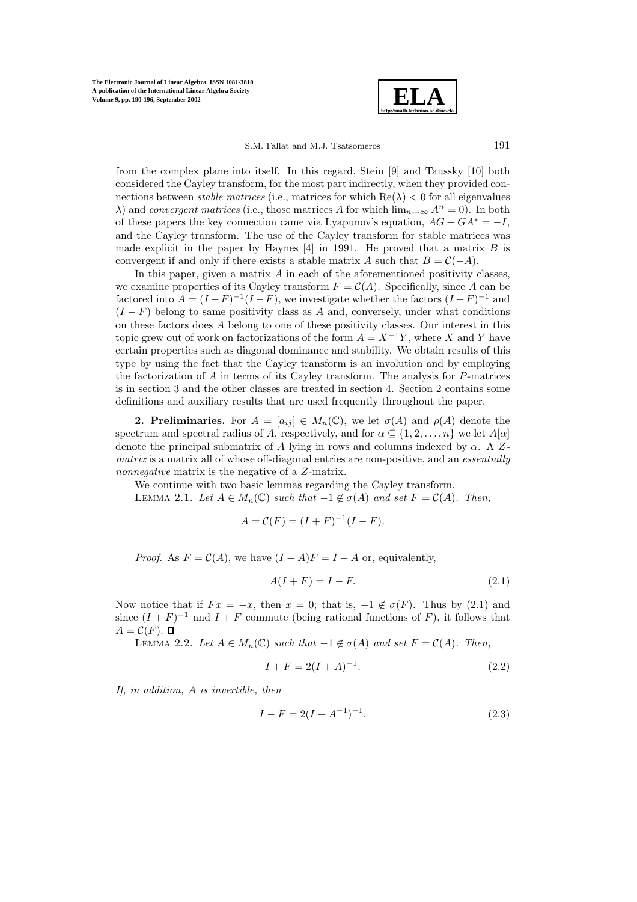from the complex plane into itself. In this regard, Stein [9] and Taussky [10] both considered the Cayley transform, for the most part indirectly, when they provided connections between *stable matrices* (i.e., matrices for which $\mathrm{Re}(\lambda) < 0$ for all eigenvalues $\lambda$) and *convergent matrices* (i.e., those matrices $A$ for which $\lim_{n\to\infty} A^n = 0$). In both of these papers the key connection came via Lyapunov's equation, $AG + GA^* = -I$, and the Cayley transform. The use of the Cayley transform for stable matrices was made explicit in the paper by Haynes [4] in 1991. He proved that a matrix $B$ is convergent if and only if there exists a stable matrix $A$ such that $B = \mathcal{C}(-A)$.

In this paper, given a matrix $A$ in each of the aforementioned positivity classes, we examine properties of its Cayley transform $F = \mathcal{C}(A)$. Specifically, since $A$ can be factored into $A = (I+F)^{-1}(I-F)$, we investigate whether the factors $(I+F)^{-1}$ and $(I-F)$ belong to same positivity class as $A$ and, conversely, under what conditions on these factors does $A$ belong to one of these positivity classes. Our interest in this topic grew out of work on factorizations of the form $A = X^{-1}Y$, where $X$ and $Y$ have certain properties such as diagonal dominance and stability. We obtain results of this type by using the fact that the Cayley transform is an involution and by employing the factorization of $A$ in terms of its Cayley transform. The analysis for $P$-matrices is in section 3 and the other classes are treated in section 4. Section 2 contains some definitions and auxiliary results that are used frequently throughout the paper.

**2. Preliminaries.** For $A = [a_{ij}] \in M_n(\mathbb{C})$, we let $\sigma(A)$ and $\rho(A)$ denote the spectrum and spectral radius of $A$, respectively, and for $\alpha \subseteq \{1, 2, \ldots, n\}$ we let $A[\alpha]$ denote the principal submatrix of $A$ lying in rows and columns indexed by $\alpha$. A *Z-matrix* is a matrix all of whose off-diagonal entries are non-positive, and an *essentially nonnegative* matrix is the negative of a $Z$-matrix.

We continue with two basic lemmas regarding the Cayley transform.

LEMMA 2.1. *Let $A \in M_n(\mathbb{C})$ such that $-1 \notin \sigma(A)$ and set $F = \mathcal{C}(A)$. Then,*

$$A = \mathcal{C}(F) = (I+F)^{-1}(I-F).$$

*Proof.* As $F = \mathcal{C}(A)$, we have $(I+A)F = I - A$ or, equivalently,

$$A(I+F) = I - F. \tag{2.1}$$

Now notice that if $Fx = -x$, then $x = 0$; that is, $-1 \notin \sigma(F)$. Thus by (2.1) and since $(I+F)^{-1}$ and $I+F$ commute (being rational functions of $F$), it follows that $A = \mathcal{C}(F)$. $\square$

LEMMA 2.2. *Let $A \in M_n(\mathbb{C})$ such that $-1 \notin \sigma(A)$ and set $F = \mathcal{C}(A)$. Then,*

$$I + F = 2(I+A)^{-1}. \tag{2.2}$$

*If, in addition, $A$ is invertible, then*

$$I - F = 2(I+A^{-1})^{-1}. \tag{2.3}$$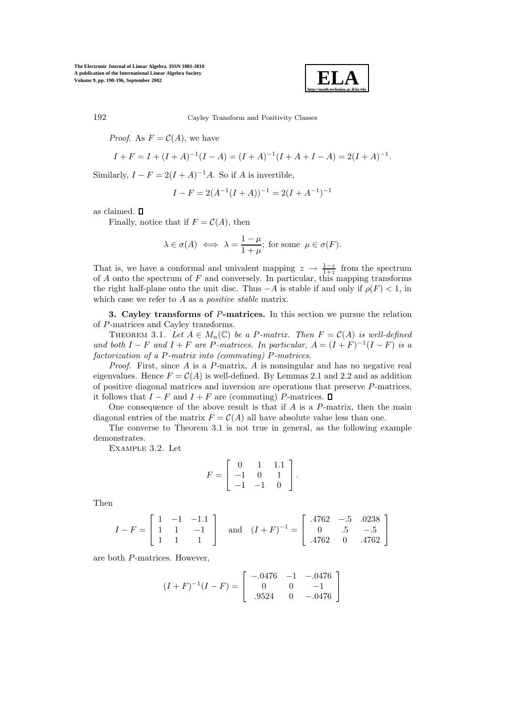*Proof*. As $F = \mathcal{C}(A)$, we have

$$I + F = I + (I + A)^{-1}(I - A) = (I + A)^{-1}(I + A + I - A) = 2(I + A)^{-1}.$$

Similarly, $I - F = 2(I + A)^{-1}A$. So if $A$ is invertible,

$$I - F = 2(A^{-1}(I + A))^{-1} = 2(I + A^{-1})^{-1}$$

as claimed. ∎

Finally, notice that if $F = \mathcal{C}(A)$, then

$$\lambda \in \sigma(A) \iff \lambda = \frac{1-\mu}{1+\mu}; \text{ for some } \mu \in \sigma(F).$$

That is, we have a conformal and univalent mapping $z \to \frac{1-z}{1+z}$ from the spectrum of $A$ onto the spectrum of $F$ and conversely. In particular, this mapping transforms the right half-plane onto the unit disc. Thus $-A$ is stable if and only if $\rho(F) < 1$, in which case we refer to $A$ as a *positive stable* matrix.

## 3. Cayley transforms of $P$-matrices.

In this section we pursue the relation of $P$-matrices and Cayley transforms.

THEOREM 3.1. *Let $A \in M_n(\mathbb{C})$ be a $P$-matrix. Then $F = \mathcal{C}(A)$ is well-defined and both $I - F$ and $I + F$ are $P$-matrices. In particular, $A = (I + F)^{-1}(I - F)$ is a factorization of a $P$-matrix into (commuting) $P$-matrices.*

*Proof*. First, since $A$ is a $P$-matrix, $A$ is nonsingular and has no negative real eigenvalues. Hence $F = \mathcal{C}(A)$ is well-defined. By Lemmas 2.1 and 2.2 and as addition of positive diagonal matrices and inversion are operations that preserve $P$-matrices, it follows that $I - F$ and $I + F$ are $P$-matrices. ∎

One consequence of the above result is that if $A$ is a $P$-matrix, then the main diagonal entries of the matrix $F = \mathcal{C}(A)$ all have absolute value less than one.

The converse to Theorem 3.1 is not true in general, as the following example demonstrates.

EXAMPLE 3.2. Let

$$F = \begin{bmatrix} 0 & 1 & 1.1 \\ -1 & 0 & 1 \\ -1 & -1 & 0 \end{bmatrix}.$$

Then

$$I - F = \begin{bmatrix} 1 & -1 & -1.1 \\ 1 & 1 & -1 \\ 1 & 1 & 1 \end{bmatrix} \quad \text{and} \quad (I + F)^{-1} = \begin{bmatrix} .4762 & -.5 & .0238 \\ 0 & .5 & -.5 \\ .4762 & 0 & .4762 \end{bmatrix}$$

are both $P$-matrices. However,

$$(I + F)^{-1}(I - F) = \begin{bmatrix} -.0476 & -1 & -.0476 \\ 0 & 0 & -1 \\ .9524 & 0 & -.0476 \end{bmatrix}$$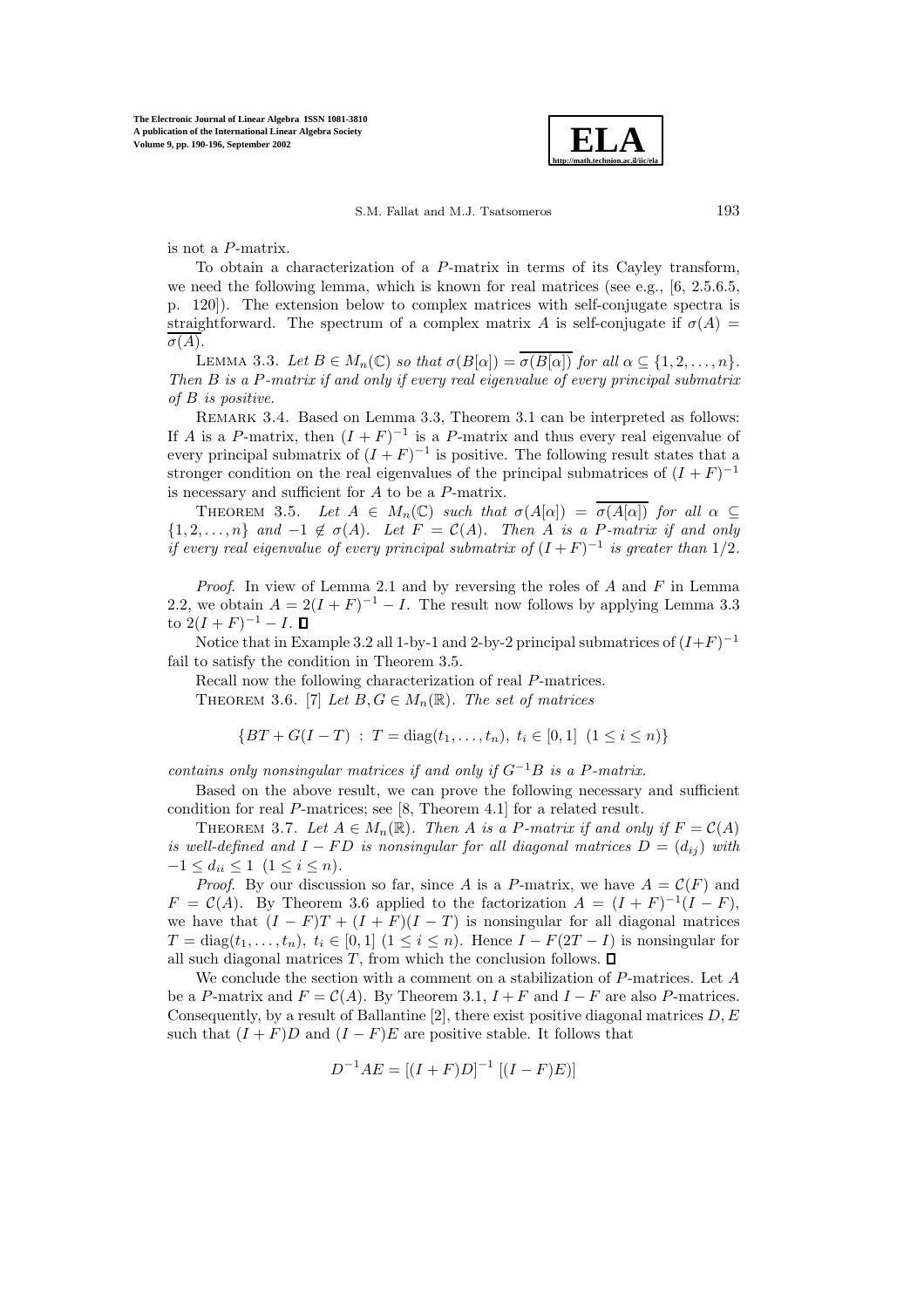is not a $P$-matrix.

To obtain a characterization of a $P$-matrix in terms of its Cayley transform, we need the following lemma, which is known for real matrices (see e.g., [6, 2.5.6.5, p. 120]). The extension below to complex matrices with self-conjugate spectra is straightforward. The spectrum of a complex matrix $A$ is self-conjugate if $\sigma(A) = \overline{\sigma(A)}$.

LEMMA 3.3. *Let $B \in M_n(\mathbb{C})$ so that $\sigma(B[\alpha]) = \overline{\sigma(B[\alpha])}$ for all $\alpha \subseteq \{1, 2, \ldots, n\}$. Then $B$ is a $P$-matrix if and only if every real eigenvalue of every principal submatrix of $B$ is positive.*

REMARK 3.4. Based on Lemma 3.3, Theorem 3.1 can be interpreted as follows: If $A$ is a $P$-matrix, then $(I+F)^{-1}$ is a $P$-matrix and thus every real eigenvalue of every principal submatrix of $(I+F)^{-1}$ is positive. The following result states that a stronger condition on the real eigenvalues of the principal submatrices of $(I+F)^{-1}$ is necessary and sufficient for $A$ to be a $P$-matrix.

THEOREM 3.5. *Let $A \in M_n(\mathbb{C})$ such that $\sigma(A[\alpha]) = \overline{\sigma(A[\alpha])}$ for all $\alpha \subseteq \{1, 2, \ldots, n\}$ and $-1 \notin \sigma(A)$. Let $F = \mathcal{C}(A)$. Then $A$ is a $P$-matrix if and only if every real eigenvalue of every principal submatrix of $(I+F)^{-1}$ is greater than $1/2$.*

*Proof*. In view of Lemma 2.1 and by reversing the roles of $A$ and $F$ in Lemma 2.2, we obtain $A = 2(I+F)^{-1} - I$. The result now follows by applying Lemma 3.3 to $2(I+F)^{-1} - I$. □

Notice that in Example 3.2 all 1-by-1 and 2-by-2 principal submatrices of $(I+F)^{-1}$ fail to satisfy the condition in Theorem 3.5.

Recall now the following characterization of real $P$-matrices.

THEOREM 3.6. [7] *Let $B, G \in M_n(\mathbb{R})$. The set of matrices*

$$\{BT + G(I-T) \ : \ T = \operatorname{diag}(t_1, \ldots, t_n), \ t_i \in [0,1] \ \ (1 \le i \le n)\}$$

*contains only nonsingular matrices if and only if $G^{-1}B$ is a $P$-matrix.*

Based on the above result, we can prove the following necessary and sufficient condition for real $P$-matrices; see [8, Theorem 4.1] for a related result.

THEOREM 3.7. *Let $A \in M_n(\mathbb{R})$. Then $A$ is a $P$-matrix if and only if $F = \mathcal{C}(A)$ is well-defined and $I - FD$ is nonsingular for all diagonal matrices $D = (d_{ij})$ with $-1 \le d_{ii} \le 1$ $(1 \le i \le n)$.*

*Proof.* By our discussion so far, since $A$ is a $P$-matrix, we have $A = \mathcal{C}(F)$ and $F = \mathcal{C}(A)$. By Theorem 3.6 applied to the factorization $A = (I+F)^{-1}(I-F)$, we have that $(I-F)T + (I+F)(I-T)$ is nonsingular for all diagonal matrices $T = \operatorname{diag}(t_1, \ldots, t_n)$, $t_i \in [0,1]$ $(1 \le i \le n)$. Hence $I - F(2T - I)$ is nonsingular for all such diagonal matrices $T$, from which the conclusion follows. □

We conclude the section with a comment on a stabilization of $P$-matrices. Let $A$ be a $P$-matrix and $F = \mathcal{C}(A)$. By Theorem 3.1, $I+F$ and $I-F$ are also $P$-matrices. Consequently, by a result of Ballantine [2], there exist positive diagonal matrices $D, E$ such that $(I+F)D$ and $(I-F)E$ are positive stable. It follows that

$$D^{-1}AE = [(I+F)D]^{-1} \, [(I-F)E)]$$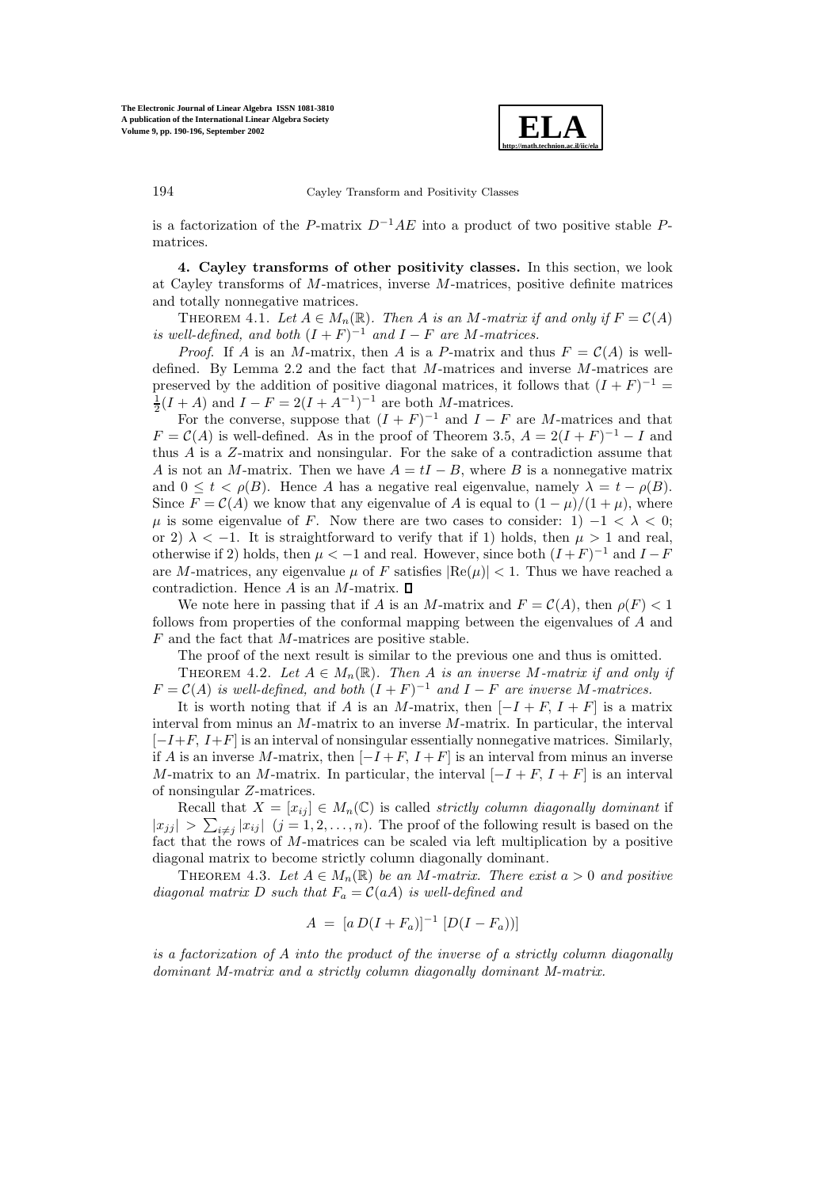is a factorization of the $P$-matrix $D^{-1}AE$ into a product of two positive stable $P$-matrices.

**4. Cayley transforms of other positivity classes.** In this section, we look at Cayley transforms of $M$-matrices, inverse $M$-matrices, positive definite matrices and totally nonnegative matrices.

THEOREM 4.1. *Let $A \in M_n(\mathbb{R})$. Then $A$ is an $M$-matrix if and only if $F = \mathcal{C}(A)$ is well-defined, and both $(I + F)^{-1}$ and $I - F$ are $M$-matrices.*

*Proof.* If $A$ is an $M$-matrix, then $A$ is a $P$-matrix and thus $F = \mathcal{C}(A)$ is well-defined. By Lemma 2.2 and the fact that $M$-matrices and inverse $M$-matrices are preserved by the addition of positive diagonal matrices, it follows that $(I + F)^{-1} = \frac{1}{2}(I + A)$ and $I - F = 2(I + A^{-1})^{-1}$ are both $M$-matrices.

For the converse, suppose that $(I + F)^{-1}$ and $I - F$ are $M$-matrices and that $F = \mathcal{C}(A)$ is well-defined. As in the proof of Theorem 3.5, $A = 2(I + F)^{-1} - I$ and thus $A$ is a $Z$-matrix and nonsingular. For the sake of a contradiction assume that $A$ is not an $M$-matrix. Then we have $A = tI - B$, where $B$ is a nonnegative matrix and $0 \leq t < \rho(B)$. Hence $A$ has a negative real eigenvalue, namely $\lambda = t - \rho(B)$. Since $F = \mathcal{C}(A)$ we know that any eigenvalue of $A$ is equal to $(1 - \mu)/(1 + \mu)$, where $\mu$ is some eigenvalue of $F$. Now there are two cases to consider: 1) $-1 < \lambda < 0$; or 2) $\lambda < -1$. It is straightforward to verify that if 1) holds, then $\mu > 1$ and real, otherwise if 2) holds, then $\mu < -1$ and real. However, since both $(I+F)^{-1}$ and $I-F$ are $M$-matrices, any eigenvalue $\mu$ of $F$ satisfies $|\mathrm{Re}(\mu)| < 1$. Thus we have reached a contradiction. Hence $A$ is an $M$-matrix. $\square$

We note here in passing that if $A$ is an $M$-matrix and $F = \mathcal{C}(A)$, then $\rho(F) < 1$ follows from properties of the conformal mapping between the eigenvalues of $A$ and $F$ and the fact that $M$-matrices are positive stable.

The proof of the next result is similar to the previous one and thus is omitted.

THEOREM 4.2. *Let $A \in M_n(\mathbb{R})$. Then $A$ is an inverse $M$-matrix if and only if $F = \mathcal{C}(A)$ is well-defined, and both $(I + F)^{-1}$ and $I - F$ are inverse $M$-matrices.*

It is worth noting that if $A$ is an $M$-matrix, then $[-I + F,\, I + F]$ is a matrix interval from minus an $M$-matrix to an inverse $M$-matrix. In particular, the interval $[-I+F,\, I+F]$ is an interval of nonsingular essentially nonnegative matrices. Similarly, if $A$ is an inverse $M$-matrix, then $[-I + F,\, I + F]$ is an interval from minus an inverse $M$-matrix to an $M$-matrix. In particular, the interval $[-I + F,\, I + F]$ is an interval of nonsingular $Z$-matrices.

Recall that $X = [x_{ij}] \in M_n(\mathbb{C})$ is called *strictly column diagonally dominant* if $|x_{jj}| > \sum_{i \neq j} |x_{ij}|$ $(j = 1, 2, \ldots, n)$. The proof of the following result is based on the fact that the rows of $M$-matrices can be scaled via left multiplication by a positive diagonal matrix to become strictly column diagonally dominant.

THEOREM 4.3. *Let $A \in M_n(\mathbb{R})$ be an $M$-matrix. There exist $a > 0$ and positive diagonal matrix $D$ such that $F_a = \mathcal{C}(aA)$ is well-defined and*

$$A \;=\; [a\, D(I + F_a)]^{-1}\, [D(I - F_a))]$$

*is a factorization of $A$ into the product of the inverse of a strictly column diagonally dominant $M$-matrix and a strictly column diagonally dominant $M$-matrix.*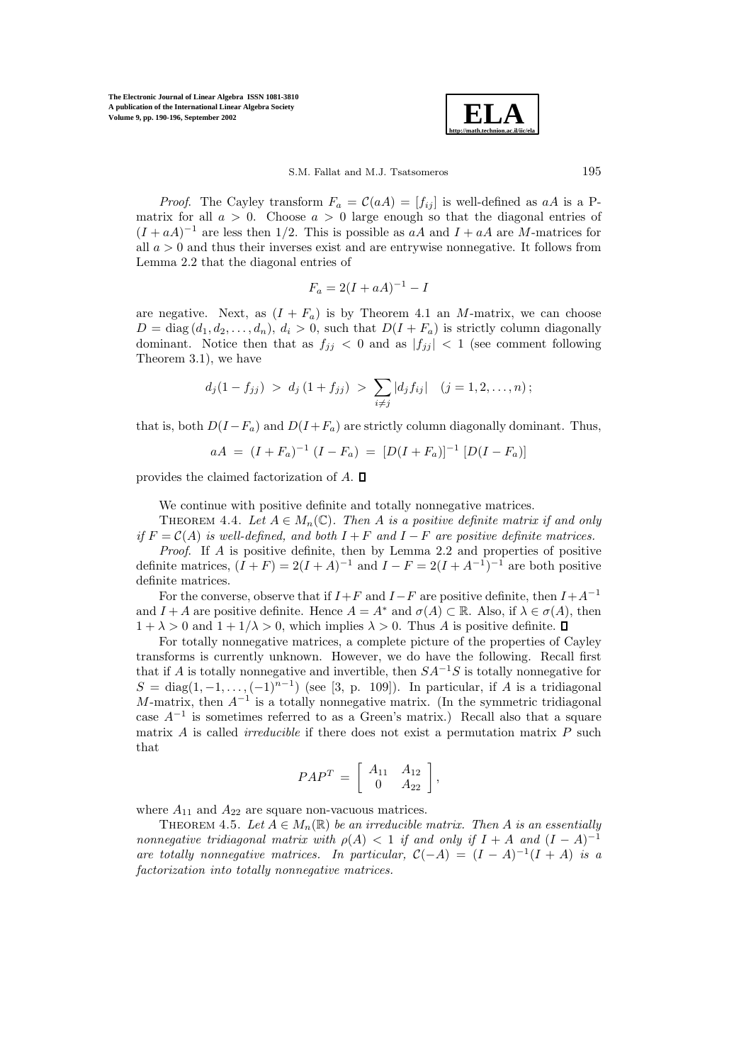*Proof*. The Cayley transform $F_a = \mathcal{C}(aA) = [f_{ij}]$ is well-defined as $aA$ is a P-matrix for all $a > 0$. Choose $a > 0$ large enough so that the diagonal entries of $(I + aA)^{-1}$ are less then 1/2. This is possible as $aA$ and $I + aA$ are $M$-matrices for all $a > 0$ and thus their inverses exist and are entrywise nonnegative. It follows from Lemma 2.2 that the diagonal entries of

$$F_a = 2(I + aA)^{-1} - I$$

are negative. Next, as $(I + F_a)$ is by Theorem 4.1 an $M$-matrix, we can choose $D = \mathrm{diag}\,(d_1, d_2, \ldots, d_n)$, $d_i > 0$, such that $D(I + F_a)$ is strictly column diagonally dominant. Notice then that as $f_{jj} < 0$ and as $|f_{jj}| < 1$ (see comment following Theorem 3.1), we have

$$d_j(1 - f_{jj}) \;>\; d_j\,(1 + f_{jj}) \;>\; \sum_{i \neq j} |d_j f_{ij}| \quad (j = 1, 2, \ldots, n)\,;$$

that is, both $D(I - F_a)$ and $D(I + F_a)$ are strictly column diagonally dominant. Thus,

$$aA \;=\; (I + F_a)^{-1}\,(I - F_a) \;=\; [D(I + F_a)]^{-1}\,[D(I - F_a)]$$

provides the claimed factorization of $A$. ∎

We continue with positive definite and totally nonnegative matrices.

Theorem 4.4. *Let $A \in M_n(\mathbb{C})$. Then $A$ is a positive definite matrix if and only if $F = \mathcal{C}(A)$ is well-defined, and both $I + F$ and $I - F$ are positive definite matrices.*

*Proof*. If $A$ is positive definite, then by Lemma 2.2 and properties of positive definite matrices, $(I + F) = 2(I + A)^{-1}$ and $I - F = 2(I + A^{-1})^{-1}$ are both positive definite matrices.

For the converse, observe that if $I+F$ and $I-F$ are positive definite, then $I+A^{-1}$ and $I + A$ are positive definite. Hence $A = A^*$ and $\sigma(A) \subset \mathbb{R}$. Also, if $\lambda \in \sigma(A)$, then $1 + \lambda > 0$ and $1 + 1/\lambda > 0$, which implies $\lambda > 0$. Thus $A$ is positive definite. ∎

For totally nonnegative matrices, a complete picture of the properties of Cayley transforms is currently unknown. However, we do have the following. Recall first that if $A$ is totally nonnegative and invertible, then $SA^{-1}S$ is totally nonnegative for $S = \mathrm{diag}(1, -1, \ldots, (-1)^{n-1})$ (see [3, p. 109]). In particular, if $A$ is a tridiagonal $M$-matrix, then $A^{-1}$ is a totally nonnegative matrix. (In the symmetric tridiagonal case $A^{-1}$ is sometimes referred to as a Green's matrix.) Recall also that a square matrix $A$ is called *irreducible* if there does not exist a permutation matrix $P$ such that

$$PAP^T \;=\; \begin{bmatrix} A_{11} & A_{12} \\ 0 & A_{22} \end{bmatrix},$$

where $A_{11}$ and $A_{22}$ are square non-vacuous matrices.

Theorem 4.5. *Let $A \in M_n(\mathbb{R})$ be an irreducible matrix. Then $A$ is an essentially nonnegative tridiagonal matrix with $\rho(A) < 1$ if and only if $I + A$ and $(I - A)^{-1}$ are totally nonnegative matrices. In particular, $\mathcal{C}(-A) = (I - A)^{-1}(I + A)$ is a factorization into totally nonnegative matrices.*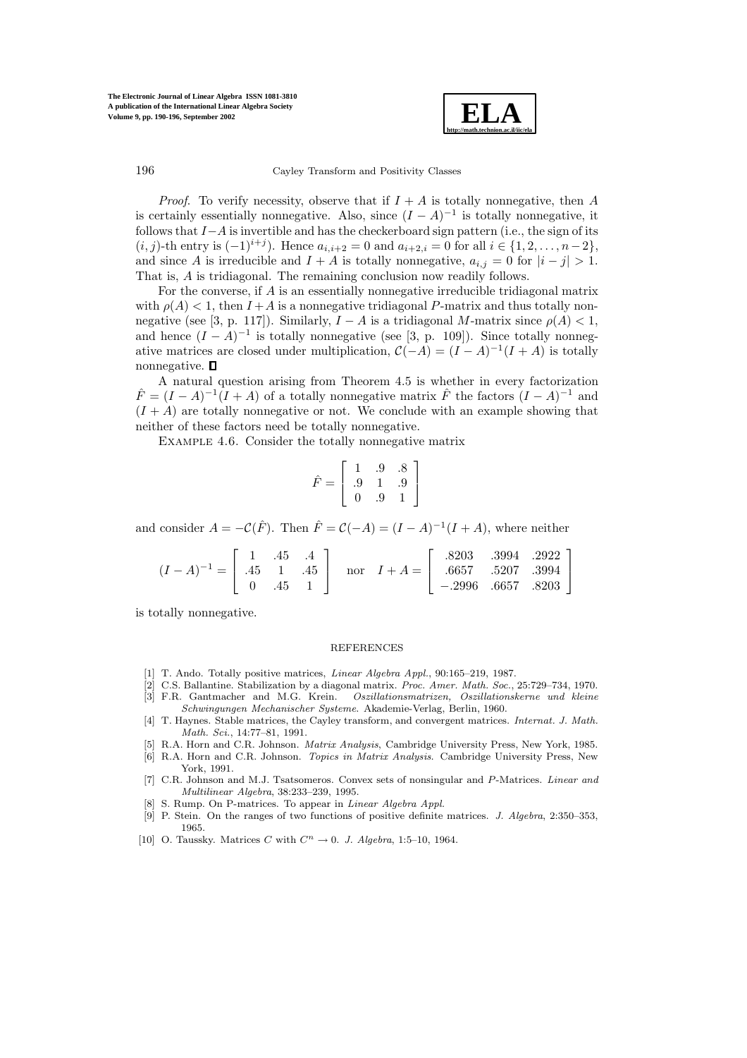*Proof*. To verify necessity, observe that if $I + A$ is totally nonnegative, then $A$ is certainly essentially nonnegative. Also, since $(I - A)^{-1}$ is totally nonnegative, it follows that $I-A$ is invertible and has the checkerboard sign pattern (i.e., the sign of its $(i, j)$-th entry is $(-1)^{i+j}$). Hence $a_{i,i+2} = 0$ and $a_{i+2,i} = 0$ for all $i \in \{1, 2, \ldots, n-2\}$, and since $A$ is irreducible and $I + A$ is totally nonnegative, $a_{i,j} = 0$ for $|i - j| > 1$. That is, $A$ is tridiagonal. The remaining conclusion now readily follows.

For the converse, if $A$ is an essentially nonnegative irreducible tridiagonal matrix with $\rho(A) < 1$, then $I+A$ is a nonnegative tridiagonal $P$-matrix and thus totally nonnegative (see [3, p. 117]). Similarly, $I - A$ is a tridiagonal $M$-matrix since $\rho(A) < 1$, and hence $(I - A)^{-1}$ is totally nonnegative (see [3, p. 109]). Since totally nonnegative matrices are closed under multiplication, $\mathcal{C}(-A) = (I - A)^{-1}(I + A)$ is totally nonnegative. $\square$

A natural question arising from Theorem 4.5 is whether in every factorization $\hat{F} = (I - A)^{-1}(I + A)$ of a totally nonnegative matrix $\hat{F}$ the factors $(I - A)^{-1}$ and $(I + A)$ are totally nonnegative or not. We conclude with an example showing that neither of these factors need be totally nonnegative.

Example 4.6. Consider the totally nonnegative matrix

$$\hat{F} = \begin{bmatrix} 1 & .9 & .8 \\ .9 & 1 & .9 \\ 0 & .9 & 1 \end{bmatrix}$$

and consider $A = -\mathcal{C}(\hat{F})$. Then $\hat{F} = \mathcal{C}(-A) = (I - A)^{-1}(I + A)$, where neither

$$(I - A)^{-1} = \begin{bmatrix} 1 & .45 & .4 \\ .45 & 1 & .45 \\ 0 & .45 & 1 \end{bmatrix} \quad \text{nor} \quad I + A = \begin{bmatrix} .8203 & .3994 & .2922 \\ .6657 & .5207 & .3994 \\ -.2996 & .6657 & .8203 \end{bmatrix}$$

is totally nonnegative.

## REFERENCES

[1] T. Ando. Totally positive matrices, *Linear Algebra Appl.*, 90:165–219, 1987.

[2] C.S. Ballantine. Stabilization by a diagonal matrix. *Proc. Amer. Math. Soc.*, 25:729–734, 1970.

[3] F.R. Gantmacher and M.G. Krein. *Oszillationsmatrizen, Oszillationskerne und kleine Schwingungen Mechanischer Systeme.* Akademie-Verlag, Berlin, 1960.

[4] T. Haynes. Stable matrices, the Cayley transform, and convergent matrices. *Internat. J. Math. Math. Sci.*, 14:77–81, 1991.

[5] R.A. Horn and C.R. Johnson. *Matrix Analysis*, Cambridge University Press, New York, 1985.

[6] R.A. Horn and C.R. Johnson. *Topics in Matrix Analysis*. Cambridge University Press, New York, 1991.

[7] C.R. Johnson and M.J. Tsatsomeros. Convex sets of nonsingular and $P$-Matrices. *Linear and Multilinear Algebra*, 38:233–239, 1995.

[8] S. Rump. On P-matrices. To appear in *Linear Algebra Appl.*

[9] P. Stein. On the ranges of two functions of positive definite matrices. *J. Algebra*, 2:350–353, 1965.

[10] O. Taussky. Matrices $C$ with $C^n \to 0$. *J. Algebra*, 1:5–10, 1964.